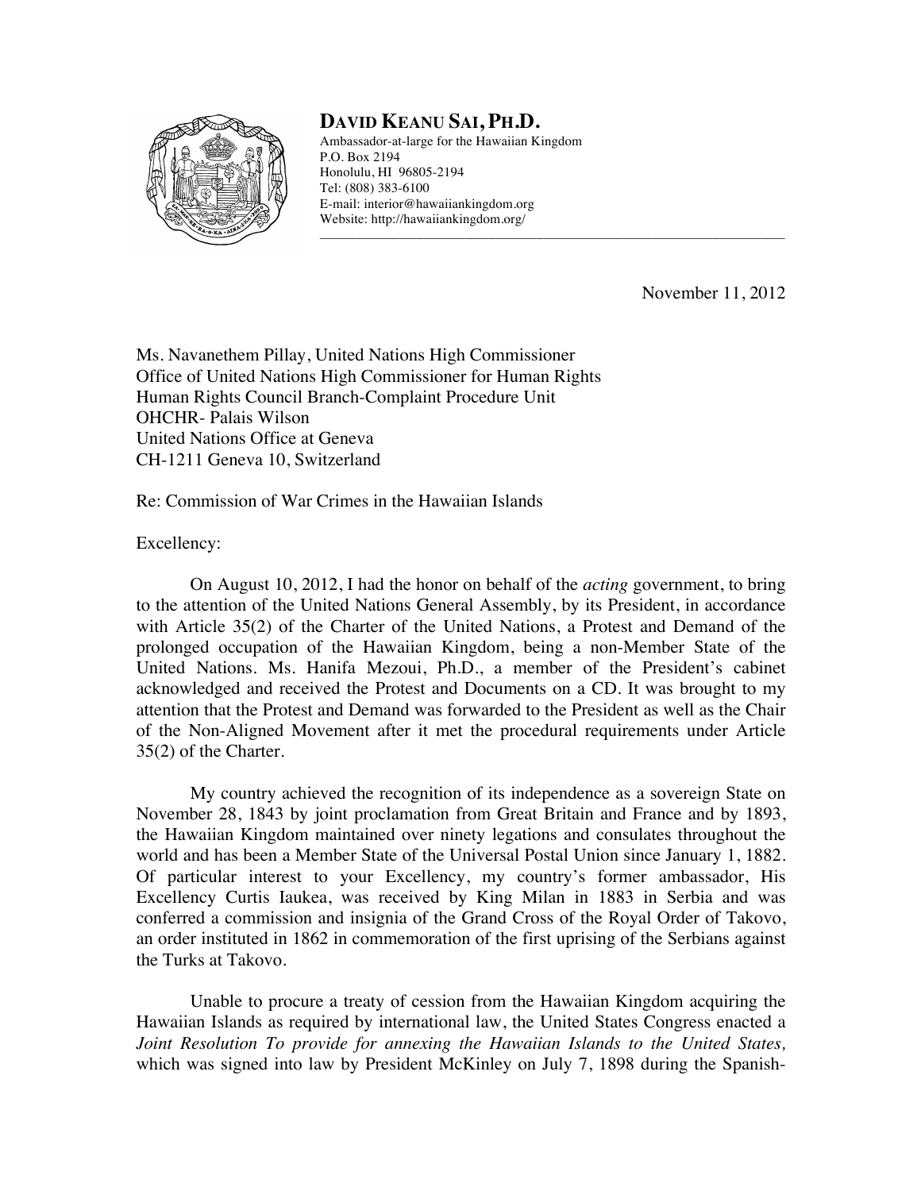**DAVID KEANU SAI, PH.D.**
Ambassador-at-large for the Hawaiian Kingdom
P.O. Box 2194
Honolulu, HI 96805-2194
Tel: (808) 383-6100
E-mail: interior@hawaiiankingdom.org
Website: http://hawaiiankingdom.org/

November 11, 2012

Ms. Navanethem Pillay, United Nations High Commissioner
Office of United Nations High Commissioner for Human Rights
Human Rights Council Branch-Complaint Procedure Unit
OHCHR- Palais Wilson
United Nations Office at Geneva
CH-1211 Geneva 10, Switzerland

Re: Commission of War Crimes in the Hawaiian Islands

Excellency:

On August 10, 2012, I had the honor on behalf of the *acting* government, to bring to the attention of the United Nations General Assembly, by its President, in accordance with Article 35(2) of the Charter of the United Nations, a Protest and Demand of the prolonged occupation of the Hawaiian Kingdom, being a non-Member State of the United Nations. Ms. Hanifa Mezoui, Ph.D., a member of the President's cabinet acknowledged and received the Protest and Documents on a CD. It was brought to my attention that the Protest and Demand was forwarded to the President as well as the Chair of the Non-Aligned Movement after it met the procedural requirements under Article 35(2) of the Charter.

My country achieved the recognition of its independence as a sovereign State on November 28, 1843 by joint proclamation from Great Britain and France and by 1893, the Hawaiian Kingdom maintained over ninety legations and consulates throughout the world and has been a Member State of the Universal Postal Union since January 1, 1882. Of particular interest to your Excellency, my country's former ambassador, His Excellency Curtis Iaukea, was received by King Milan in 1883 in Serbia and was conferred a commission and insignia of the Grand Cross of the Royal Order of Takovo, an order instituted in 1862 in commemoration of the first uprising of the Serbians against the Turks at Takovo.

Unable to procure a treaty of cession from the Hawaiian Kingdom acquiring the Hawaiian Islands as required by international law, the United States Congress enacted a *Joint Resolution To provide for annexing the Hawaiian Islands to the United States,* which was signed into law by President McKinley on July 7, 1898 during the Spanish-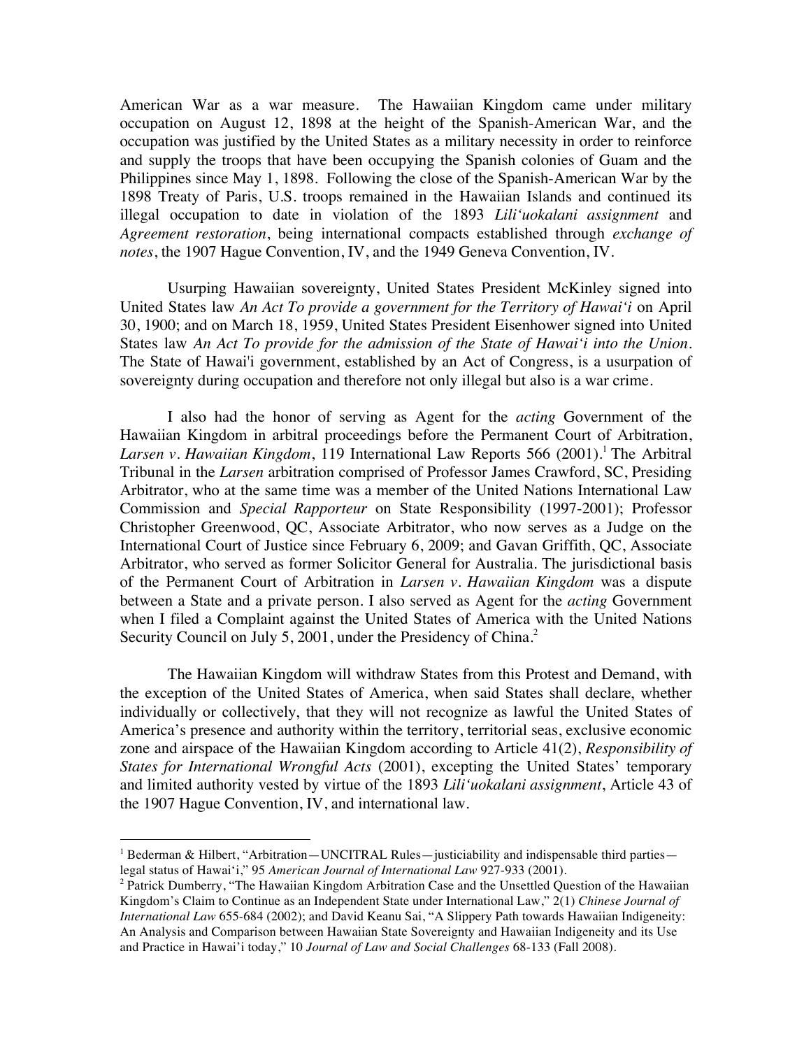American War as a war measure. The Hawaiian Kingdom came under military occupation on August 12, 1898 at the height of the Spanish-American War, and the occupation was justified by the United States as a military necessity in order to reinforce and supply the troops that have been occupying the Spanish colonies of Guam and the Philippines since May 1, 1898. Following the close of the Spanish-American War by the 1898 Treaty of Paris, U.S. troops remained in the Hawaiian Islands and continued its illegal occupation to date in violation of the 1893 *Lili'uokalani assignment* and *Agreement restoration*, being international compacts established through *exchange of notes*, the 1907 Hague Convention, IV, and the 1949 Geneva Convention, IV.

Usurping Hawaiian sovereignty, United States President McKinley signed into United States law *An Act To provide a government for the Territory of Hawai'i* on April 30, 1900; and on March 18, 1959, United States President Eisenhower signed into United States law *An Act To provide for the admission of the State of Hawai'i into the Union*. The State of Hawai'i government, established by an Act of Congress, is a usurpation of sovereignty during occupation and therefore not only illegal but also is a war crime.

I also had the honor of serving as Agent for the *acting* Government of the Hawaiian Kingdom in arbitral proceedings before the Permanent Court of Arbitration, *Larsen v. Hawaiian Kingdom*, 119 International Law Reports 566 (2001).[1] The Arbitral Tribunal in the *Larsen* arbitration comprised of Professor James Crawford, SC, Presiding Arbitrator, who at the same time was a member of the United Nations International Law Commission and *Special Rapporteur* on State Responsibility (1997-2001); Professor Christopher Greenwood, QC, Associate Arbitrator, who now serves as a Judge on the International Court of Justice since February 6, 2009; and Gavan Griffith, QC, Associate Arbitrator, who served as former Solicitor General for Australia. The jurisdictional basis of the Permanent Court of Arbitration in *Larsen v. Hawaiian Kingdom* was a dispute between a State and a private person. I also served as Agent for the *acting* Government when I filed a Complaint against the United States of America with the United Nations Security Council on July 5, 2001, under the Presidency of China.[2]

The Hawaiian Kingdom will withdraw States from this Protest and Demand, with the exception of the United States of America, when said States shall declare, whether individually or collectively, that they will not recognize as lawful the United States of America's presence and authority within the territory, territorial seas, exclusive economic zone and airspace of the Hawaiian Kingdom according to Article 41(2), *Responsibility of States for International Wrongful Acts* (2001), excepting the United States' temporary and limited authority vested by virtue of the 1893 *Lili'uokalani assignment*, Article 43 of the 1907 Hague Convention, IV, and international law.

---

[1] Bederman & Hilbert, "Arbitration—UNCITRAL Rules—justiciability and indispensable third parties—legal status of Hawai'i," 95 *American Journal of International Law* 927-933 (2001).

[2] Patrick Dumberry, "The Hawaiian Kingdom Arbitration Case and the Unsettled Question of the Hawaiian Kingdom's Claim to Continue as an Independent State under International Law," 2(1) *Chinese Journal of International Law* 655-684 (2002); and David Keanu Sai, "A Slippery Path towards Hawaiian Indigeneity: An Analysis and Comparison between Hawaiian State Sovereignty and Hawaiian Indigeneity and its Use and Practice in Hawai'i today," 10 *Journal of Law and Social Challenges* 68-133 (Fall 2008).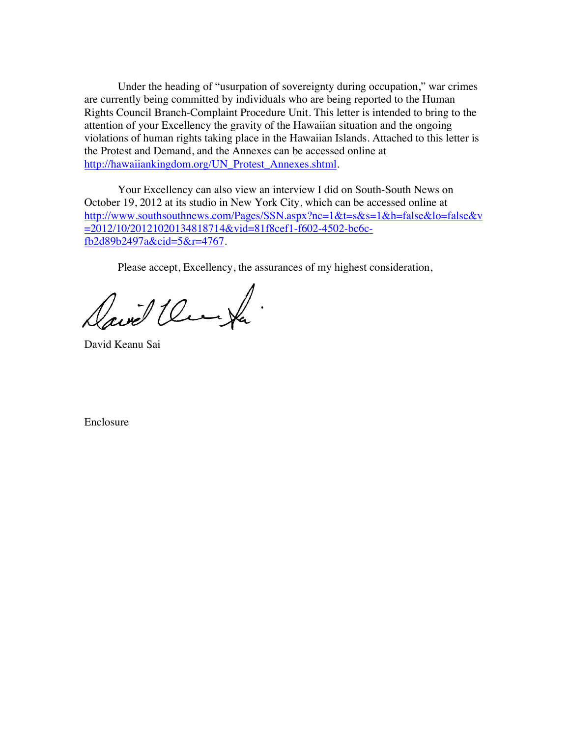Under the heading of "usurpation of sovereignty during occupation," war crimes are currently being committed by individuals who are being reported to the Human Rights Council Branch-Complaint Procedure Unit. This letter is intended to bring to the attention of your Excellency the gravity of the Hawaiian situation and the ongoing violations of human rights taking place in the Hawaiian Islands. Attached to this letter is the Protest and Demand, and the Annexes can be accessed online at http://hawaiiankingdom.org/UN_Protest_Annexes.shtml.

Your Excellency can also view an interview I did on South-South News on October 19, 2012 at its studio in New York City, which can be accessed online at http://www.southsouthnews.com/Pages/SSN.aspx?nc=1&t=s&s=1&h=false&lo=false&v=2012/10/20121020134818714&vid=81f8cef1-f602-4502-bc6c-fb2d89b2497a&cid=5&r=4767.

Please accept, Excellency, the assurances of my highest consideration,

David Keanu Sai

Enclosure